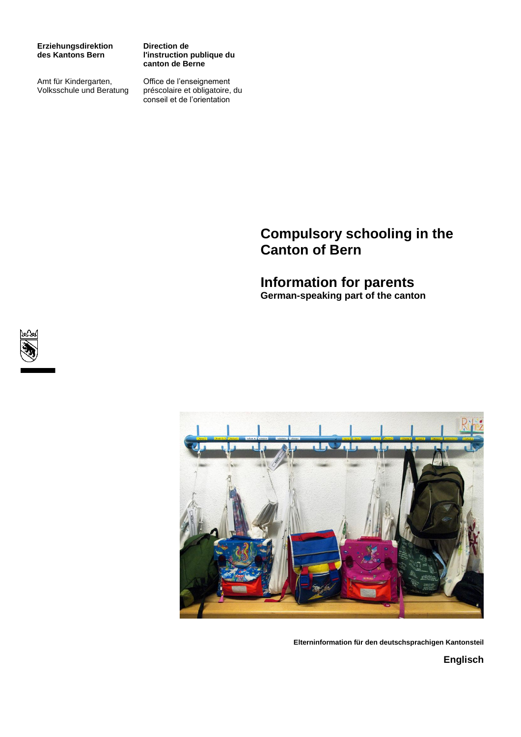**Erziehungsdirektion des Kantons Bern**

**Direction de l'instruction publique du canton de Berne**

Amt für Kindergarten, Volksschule und Beratung

Office de l'enseignement préscolaire et obligatoire, du conseil et de l'orientation

# Compulsory schooling in the Canton of Bern

# Information for parents

**German-speaking part of the canton**

**Elterninformation für den deutschsprachigen Kantonsteil**

**Englisch**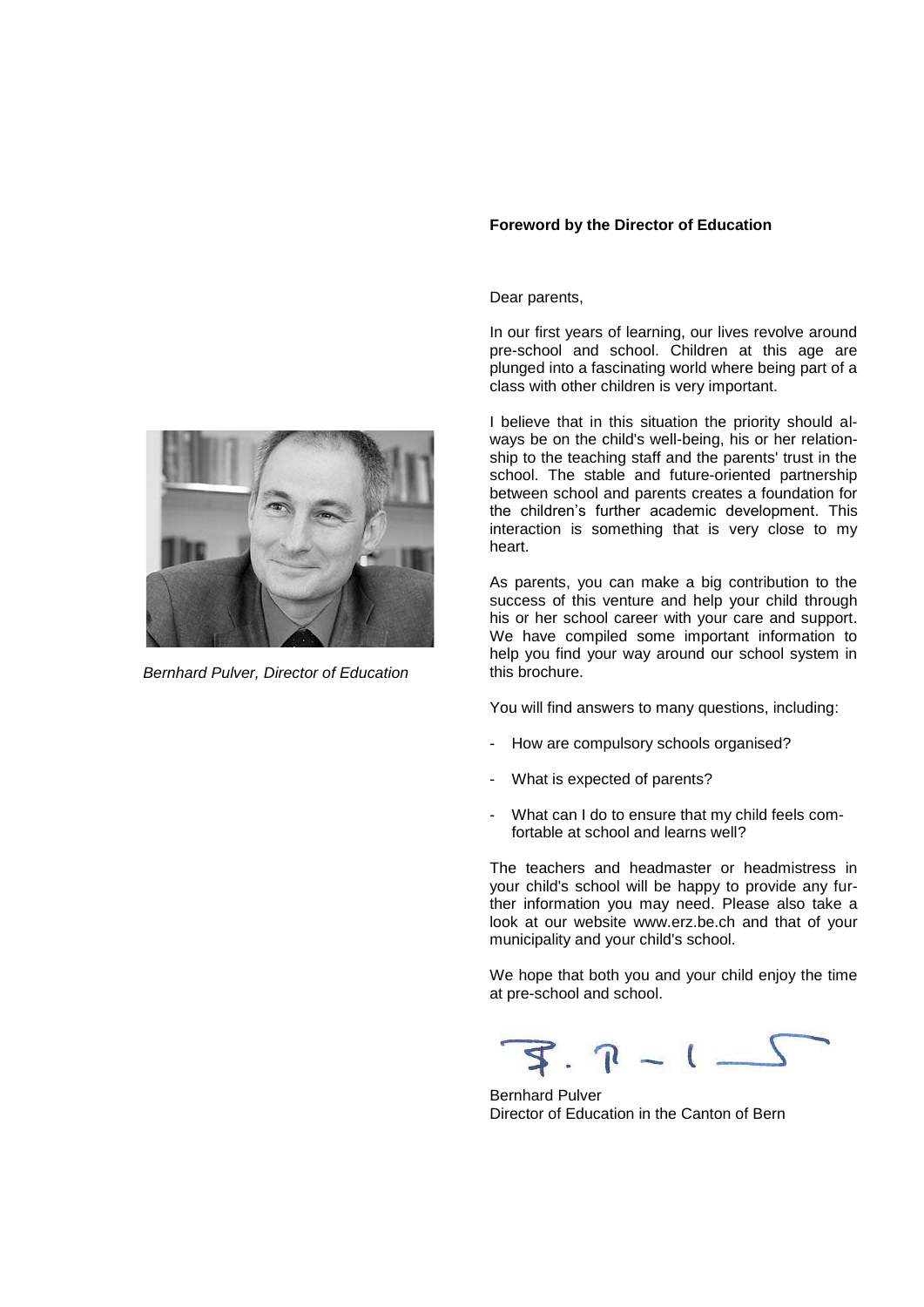**Foreword by the Director of Education**

*Bernhard Pulver, Director of Education*

Dear parents,

In our first years of learning, our lives revolve around pre-school and school. Children at this age are plunged into a fascinating world where being part of a class with other children is very important.

I believe that in this situation the priority should always be on the child's well-being, his or her relationship to the teaching staff and the parents' trust in the school. The stable and future-oriented partnership between school and parents creates a foundation for the children's further academic development. This interaction is something that is very close to my heart.

As parents, you can make a big contribution to the success of this venture and help your child through his or her school career with your care and support. We have compiled some important information to help you find your way around our school system in this brochure.

You will find answers to many questions, including:

- How are compulsory schools organised?
- What is expected of parents?
- What can I do to ensure that my child feels comfortable at school and learns well?

The teachers and headmaster or headmistress in your child's school will be happy to provide any further information you may need. Please also take a look at our website www.erz.be.ch and that of your municipality and your child's school.

We hope that both you and your child enjoy the time at pre-school and school.

Bernhard Pulver
Director of Education in the Canton of Bern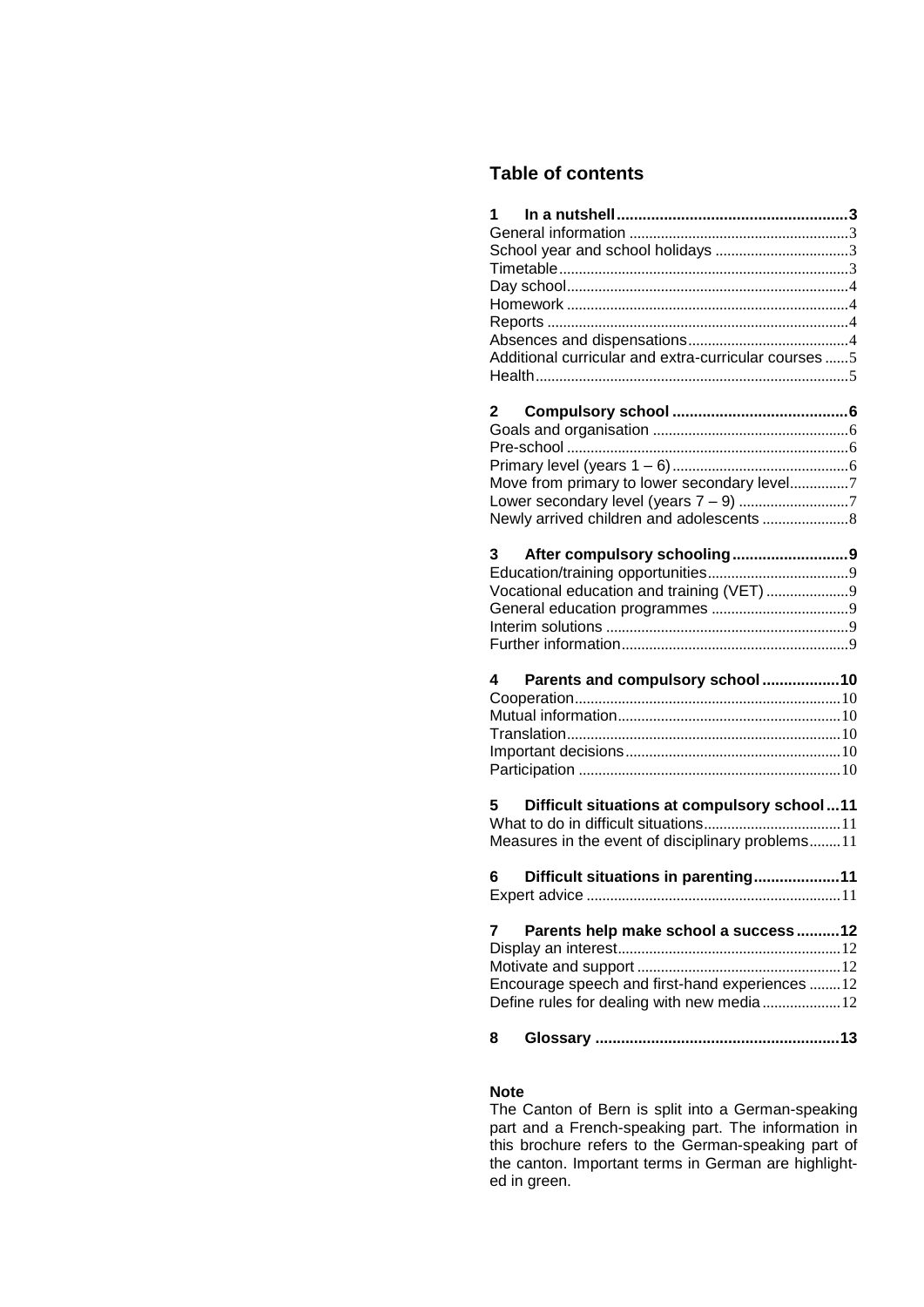## Table of contents

| | |
|---|---|
| **1 In a nutshell** | **3** |
| General information | 3 |
| School year and school holidays | 3 |
| Timetable | 3 |
| Day school | 4 |
| Homework | 4 |
| Reports | 4 |
| Absences and dispensations | 4 |
| Additional curricular and extra-curricular courses | 5 |
| Health | 5 |
| **2 Compulsory school** | **6** |
| Goals and organisation | 6 |
| Pre-school | 6 |
| Primary level (years 1 – 6) | 6 |
| Move from primary to lower secondary level | 7 |
| Lower secondary level (years 7 – 9) | 7 |
| Newly arrived children and adolescents | 8 |
| **3 After compulsory schooling** | **9** |
| Education/training opportunities | 9 |
| Vocational education and training (VET) | 9 |
| General education programmes | 9 |
| Interim solutions | 9 |
| Further information | 9 |
| **4 Parents and compulsory school** | **10** |
| Cooperation | 10 |
| Mutual information | 10 |
| Translation | 10 |
| Important decisions | 10 |
| Participation | 10 |
| **5 Difficult situations at compulsory school** | **11** |
| What to do in difficult situations | 11 |
| Measures in the event of disciplinary problems | 11 |
| **6 Difficult situations in parenting** | **11** |
| Expert advice | 11 |
| **7 Parents help make school a success** | **12** |
| Display an interest | 12 |
| Motivate and support | 12 |
| Encourage speech and first-hand experiences | 12 |
| Define rules for dealing with new media | 12 |
| **8 Glossary** | **13** |

**Note**

The Canton of Bern is split into a German-speaking part and a French-speaking part. The information in this brochure refers to the German-speaking part of the canton. Important terms in German are highlighted in green.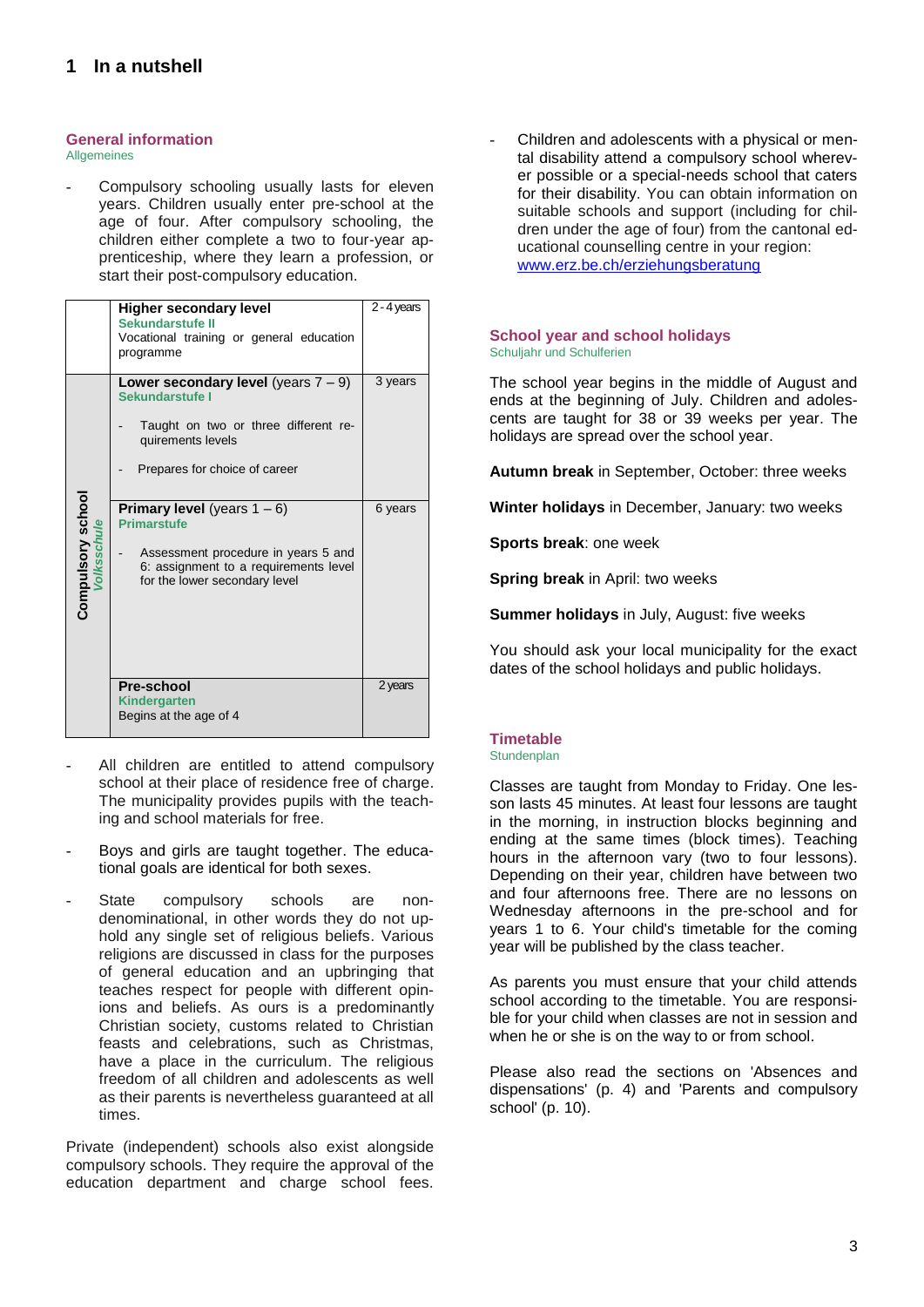# 1 In a nutshell

### General information

Allgemeines

- Compulsory schooling usually lasts for eleven years. Children usually enter pre-school at the age of four. After compulsory schooling, the children either complete a two to four-year apprenticeship, where they learn a profession, or start their post-compulsory education.

| | Level | Duration |
|---|---|---|
| | **Higher secondary level** Sekundarstufe II Vocational training or general education programme | 2 - 4 years |
| Compulsory school *Volksschule* | **Lower secondary level** (years 7 – 9) Sekundarstufe I - Taught on two or three different requirements levels - Prepares for choice of career | 3 years |
| | **Primary level** (years 1 – 6) Primarstufe - Assessment procedure in years 5 and 6: assignment to a requirements level for the lower secondary level | 6 years |
| | **Pre-school** Kindergarten Begins at the age of 4 | 2 years |

- All children are entitled to attend compulsory school at their place of residence free of charge. The municipality provides pupils with the teaching and school materials for free.

- Boys and girls are taught together. The educational goals are identical for both sexes.

- State compulsory schools are non-denominational, in other words they do not uphold any single set of religious beliefs. Various religions are discussed in class for the purposes of general education and an upbringing that teaches respect for people with different opinions and beliefs. As ours is a predominantly Christian society, customs related to Christian feasts and celebrations, such as Christmas, have a place in the curriculum. The religious freedom of all children and adolescents as well as their parents is nevertheless guaranteed at all times.

Private (independent) schools also exist alongside compulsory schools. They require the approval of the education department and charge school fees.

- Children and adolescents with a physical or mental disability attend a compulsory school wherever possible or a special-needs school that caters for their disability. You can obtain information on suitable schools and support (including for children under the age of four) from the cantonal educational counselling centre in your region: www.erz.be.ch/erziehungsberatung

### School year and school holidays

Schuljahr und Schulferien

The school year begins in the middle of August and ends at the beginning of July. Children and adolescents are taught for 38 or 39 weeks per year. The holidays are spread over the school year.

**Autumn break** in September, October: three weeks

**Winter holidays** in December, January: two weeks

**Sports break**: one week

**Spring break** in April: two weeks

**Summer holidays** in July, August: five weeks

You should ask your local municipality for the exact dates of the school holidays and public holidays.

### Timetable

Stundenplan

Classes are taught from Monday to Friday. One lesson lasts 45 minutes. At least four lessons are taught in the morning, in instruction blocks beginning and ending at the same times (block times). Teaching hours in the afternoon vary (two to four lessons). Depending on their year, children have between two and four afternoons free. There are no lessons on Wednesday afternoons in the pre-school and for years 1 to 6. Your child's timetable for the coming year will be published by the class teacher.

As parents you must ensure that your child attends school according to the timetable. You are responsible for your child when classes are not in session and when he or she is on the way to or from school.

Please also read the sections on 'Absences and dispensations' (p. 4) and 'Parents and compulsory school' (p. 10).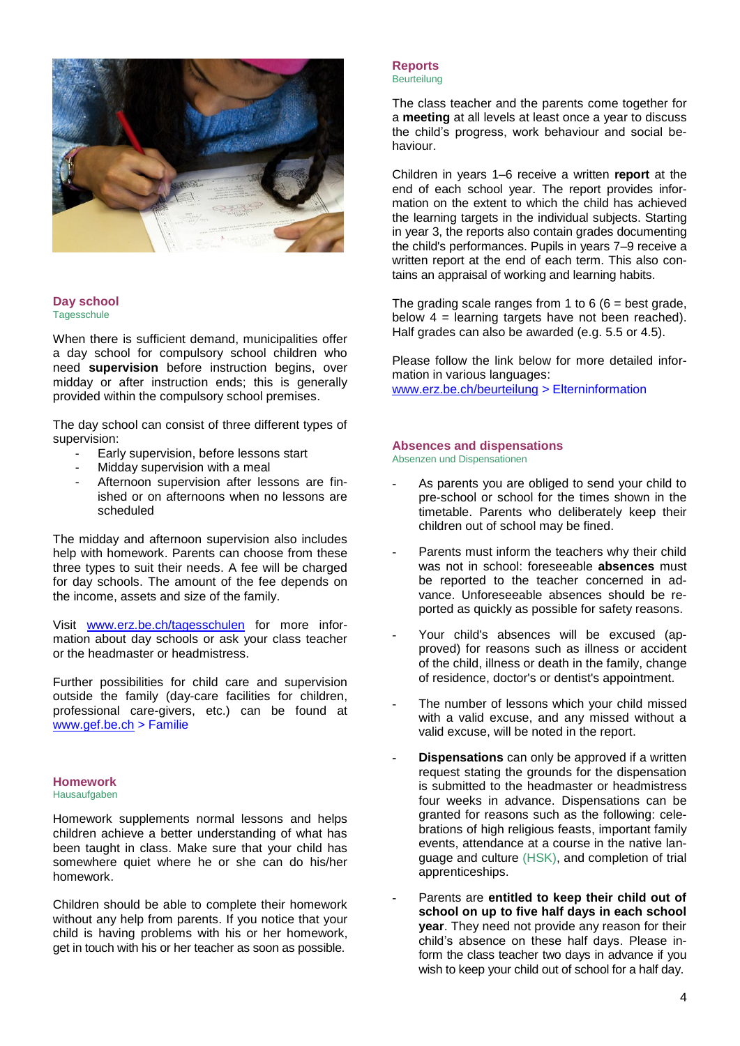## Day school
Tagesschule

When there is sufficient demand, municipalities offer a day school for compulsory school children who need **supervision** before instruction begins, over midday or after instruction ends; this is generally provided within the compulsory school premises.

The day school can consist of three different types of supervision:

- Early supervision, before lessons start
- Midday supervision with a meal
- Afternoon supervision after lessons are finished or on afternoons when no lessons are scheduled

The midday and afternoon supervision also includes help with homework. Parents can choose from these three types to suit their needs. A fee will be charged for day schools. The amount of the fee depends on the income, assets and size of the family.

Visit www.erz.be.ch/tagesschulen for more information about day schools or ask your class teacher or the headmaster or headmistress.

Further possibilities for child care and supervision outside the family (day-care facilities for children, professional care-givers, etc.) can be found at www.gef.be.ch > Familie

## Homework
Hausaufgaben

Homework supplements normal lessons and helps children achieve a better understanding of what has been taught in class. Make sure that your child has somewhere quiet where he or she can do his/her homework.

Children should be able to complete their homework without any help from parents. If you notice that your child is having problems with his or her homework, get in touch with his or her teacher as soon as possible.

## Reports
Beurteilung

The class teacher and the parents come together for a **meeting** at all levels at least once a year to discuss the child's progress, work behaviour and social behaviour.

Children in years 1–6 receive a written **report** at the end of each school year. The report provides information on the extent to which the child has achieved the learning targets in the individual subjects. Starting in year 3, the reports also contain grades documenting the child's performances. Pupils in years 7–9 receive a written report at the end of each term. This also contains an appraisal of working and learning habits.

The grading scale ranges from 1 to 6 (6 = best grade, below 4 = learning targets have not been reached). Half grades can also be awarded (e.g. 5.5 or 4.5).

Please follow the link below for more detailed information in various languages:
www.erz.be.ch/beurteilung > Elterninformation

## Absences and dispensations
Absenzen und Dispensationen

- As parents you are obliged to send your child to pre-school or school for the times shown in the timetable. Parents who deliberately keep their children out of school may be fined.
- Parents must inform the teachers why their child was not in school: foreseeable **absences** must be reported to the teacher concerned in advance. Unforeseeable absences should be reported as quickly as possible for safety reasons.
- Your child's absences will be excused (approved) for reasons such as illness or accident of the child, illness or death in the family, change of residence, doctor's or dentist's appointment.
- The number of lessons which your child missed with a valid excuse, and any missed without a valid excuse, will be noted in the report.
- **Dispensations** can only be approved if a written request stating the grounds for the dispensation is submitted to the headmaster or headmistress four weeks in advance. Dispensations can be granted for reasons such as the following: celebrations of high religious feasts, important family events, attendance at a course in the native language and culture (HSK), and completion of trial apprenticeships.
- Parents are **entitled to keep their child out of school on up to five half days in each school year**. They need not provide any reason for their child's absence on these half days. Please inform the class teacher two days in advance if you wish to keep your child out of school for a half day.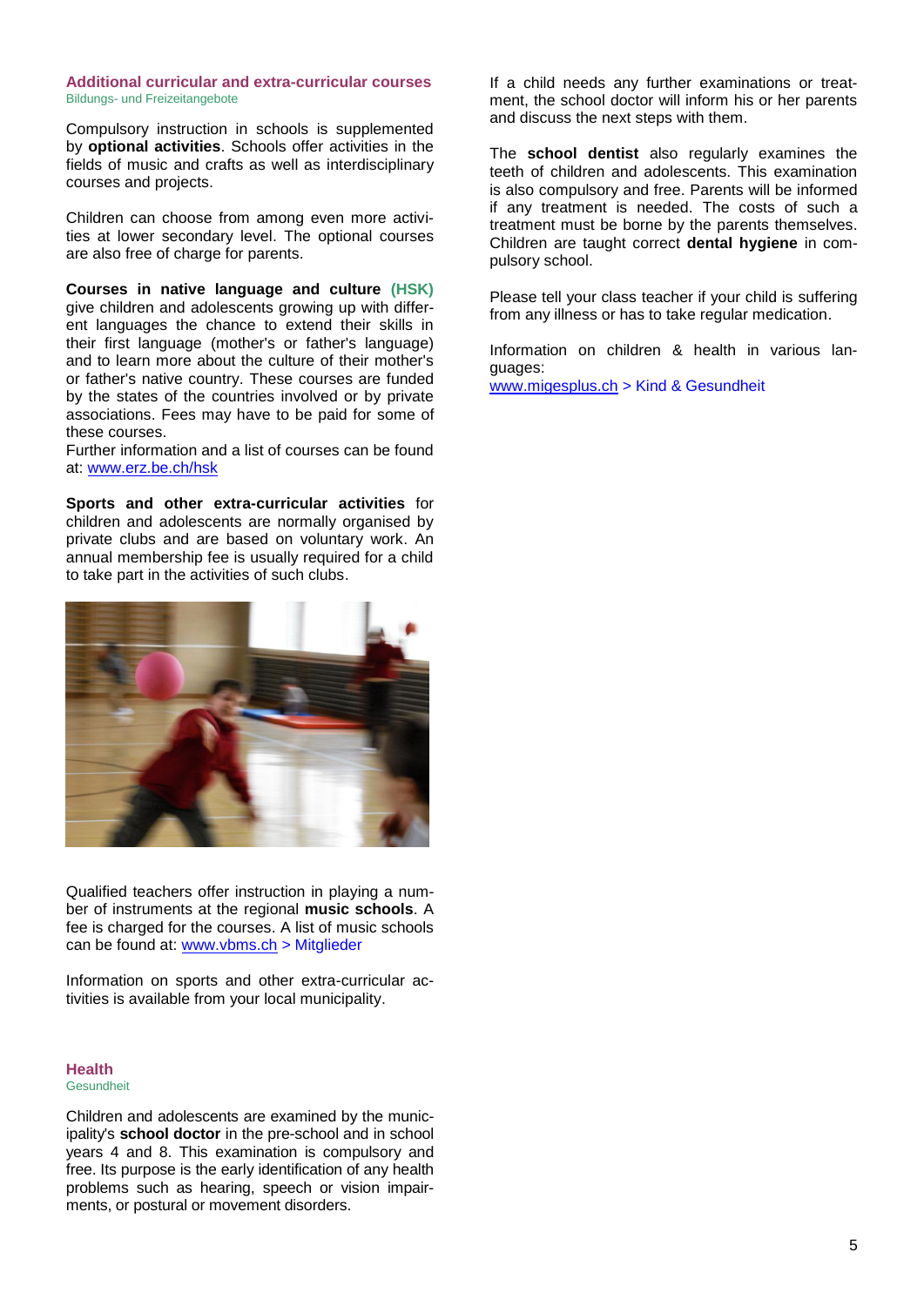## Additional curricular and extra-curricular courses

Bildungs- und Freizeitangebote

Compulsory instruction in schools is supplemented by **optional activities**. Schools offer activities in the fields of music and crafts as well as interdisciplinary courses and projects.

Children can choose from among even more activities at lower secondary level. The optional courses are also free of charge for parents.

**Courses in native language and culture (HSK)** give children and adolescents growing up with different languages the chance to extend their skills in their first language (mother's or father's language) and to learn more about the culture of their mother's or father's native country. These courses are funded by the states of the countries involved or by private associations. Fees may have to be paid for some of these courses.
Further information and a list of courses can be found at: www.erz.be.ch/hsk

**Sports and other extra-curricular activities** for children and adolescents are normally organised by private clubs and are based on voluntary work. An annual membership fee is usually required for a child to take part in the activities of such clubs.

Qualified teachers offer instruction in playing a number of instruments at the regional **music schools**. A fee is charged for the courses. A list of music schools can be found at: www.vbms.ch > Mitglieder

Information on sports and other extra-curricular activities is available from your local municipality.

## Health

Gesundheit

Children and adolescents are examined by the municipality's **school doctor** in the pre-school and in school years 4 and 8. This examination is compulsory and free. Its purpose is the early identification of any health problems such as hearing, speech or vision impairments, or postural or movement disorders.

If a child needs any further examinations or treatment, the school doctor will inform his or her parents and discuss the next steps with them.

The **school dentist** also regularly examines the teeth of children and adolescents. This examination is also compulsory and free. Parents will be informed if any treatment is needed. The costs of such a treatment must be borne by the parents themselves. Children are taught correct **dental hygiene** in compulsory school.

Please tell your class teacher if your child is suffering from any illness or has to take regular medication.

Information on children & health in various languages:
www.migesplus.ch > Kind & Gesundheit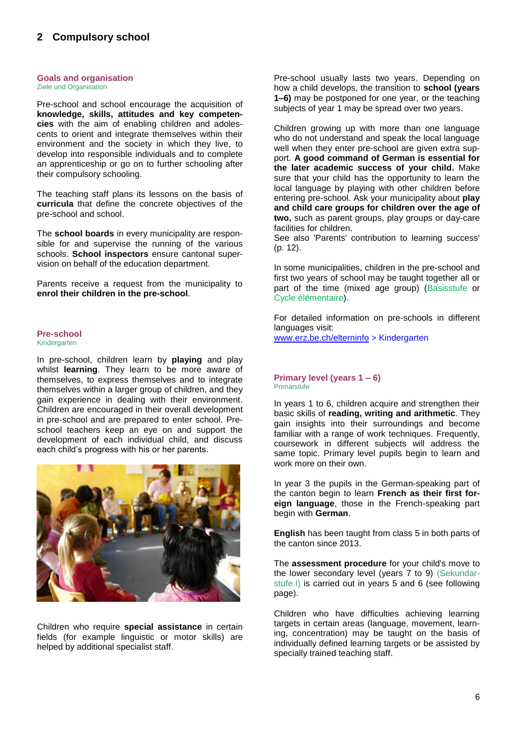## 2 Compulsory school

### Goals and organisation
Ziele und Organisation

Pre-school and school encourage the acquisition of **knowledge, skills, attitudes and key competencies** with the aim of enabling children and adolescents to orient and integrate themselves within their environment and the society in which they live, to develop into responsible individuals and to complete an apprenticeship or go on to further schooling after their compulsory schooling.

The teaching staff plans its lessons on the basis of **curricula** that define the concrete objectives of the pre-school and school.

The **school boards** in every municipality are responsible for and supervise the running of the various schools. **School inspectors** ensure cantonal supervision on behalf of the education department.

Parents receive a request from the municipality to **enrol their children in the pre-school**.

### Pre-school
Kindergarten

In pre-school, children learn by **playing** and play whilst **learning**. They learn to be more aware of themselves, to express themselves and to integrate themselves within a larger group of children, and they gain experience in dealing with their environment. Children are encouraged in their overall development in pre-school and are prepared to enter school. Pre-school teachers keep an eye on and support the development of each individual child, and discuss each child's progress with his or her parents.

Children who require **special assistance** in certain fields (for example linguistic or motor skills) are helped by additional specialist staff.

Pre-school usually lasts two years. Depending on how a child develops, the transition to **school (years 1–6)** may be postponed for one year, or the teaching subjects of year 1 may be spread over two years.

Children growing up with more than one language who do not understand and speak the local language well when they enter pre-school are given extra support. **A good command of German is essential for the later academic success of your child.** Make sure that your child has the opportunity to learn the local language by playing with other children before entering pre-school. Ask your municipality about **play and child care groups for children over the age of two,** such as parent groups, play groups or day-care facilities for children.
See also 'Parents' contribution to learning success' (p. 12).

In some municipalities, children in the pre-school and first two years of school may be taught together all or part of the time (mixed age group) (Basisstufe or Cycle élémentaire).

For detailed information on pre-schools in different languages visit:
www.erz.be.ch/elterninfo > Kindergarten

### Primary level (years 1 – 6)
Primarstufe

In years 1 to 6, children acquire and strengthen their basic skills of **reading, writing and arithmetic**. They gain insights into their surroundings and become familiar with a range of work techniques. Frequently, coursework in different subjects will address the same topic. Primary level pupils begin to learn and work more on their own.

In year 3 the pupils in the German-speaking part of the canton begin to learn **French as their first foreign language**, those in the French-speaking part begin with **German**.

**English** has been taught from class 5 in both parts of the canton since 2013.

The **assessment procedure** for your child's move to the lower secondary level (years 7 to 9) (Sekundarstufe I) is carried out in years 5 and 6 (see following page).

Children who have difficulties achieving learning targets in certain areas (language, movement, learning, concentration) may be taught on the basis of individually defined learning targets or be assisted by specially trained teaching staff.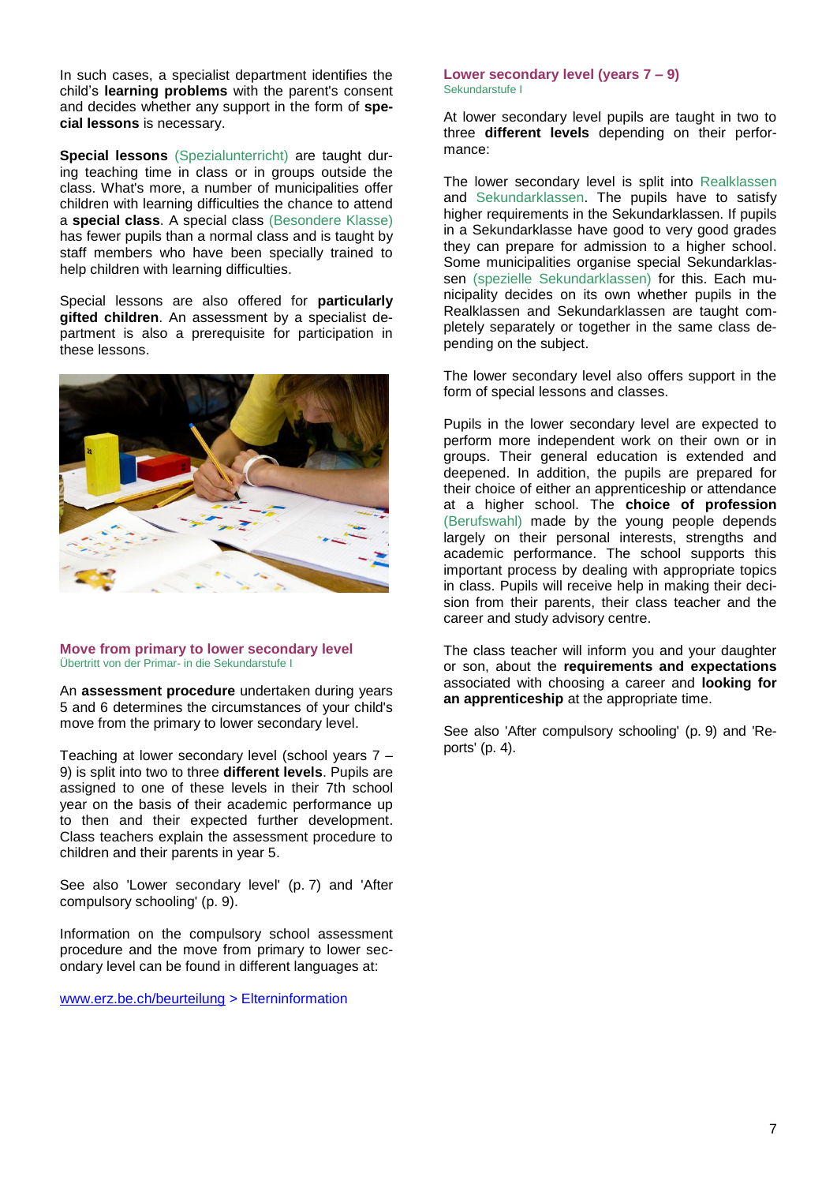In such cases, a specialist department identifies the child's **learning problems** with the parent's consent and decides whether any support in the form of **special lessons** is necessary.

**Special lessons** (Spezialunterricht) are taught during teaching time in class or in groups outside the class. What's more, a number of municipalities offer children with learning difficulties the chance to attend a **special class**. A special class (Besondere Klasse) has fewer pupils than a normal class and is taught by staff members who have been specially trained to help children with learning difficulties.

Special lessons are also offered for **particularly gifted children**. An assessment by a specialist department is also a prerequisite for participation in these lessons.

## Move from primary to lower secondary level

Übertritt von der Primar- in die Sekundarstufe I

An **assessment procedure** undertaken during years 5 and 6 determines the circumstances of your child's move from the primary to lower secondary level.

Teaching at lower secondary level (school years 7 – 9) is split into two to three **different levels**. Pupils are assigned to one of these levels in their 7th school year on the basis of their academic performance up to then and their expected further development. Class teachers explain the assessment procedure to children and their parents in year 5.

See also 'Lower secondary level' (p. 7) and 'After compulsory schooling' (p. 9).

Information on the compulsory school assessment procedure and the move from primary to lower secondary level can be found in different languages at:

www.erz.be.ch/beurteilung > Elterninformation

## Lower secondary level (years 7 – 9)

Sekundarstufe I

At lower secondary level pupils are taught in two to three **different levels** depending on their performance:

The lower secondary level is split into Realklassen and Sekundarklassen. The pupils have to satisfy higher requirements in the Sekundarklassen. If pupils in a Sekundarklasse have good to very good grades they can prepare for admission to a higher school. Some municipalities organise special Sekundarklassen (spezielle Sekundarklassen) for this. Each municipality decides on its own whether pupils in the Realklassen and Sekundarklassen are taught completely separately or together in the same class depending on the subject.

The lower secondary level also offers support in the form of special lessons and classes.

Pupils in the lower secondary level are expected to perform more independent work on their own or in groups. Their general education is extended and deepened. In addition, the pupils are prepared for their choice of either an apprenticeship or attendance at a higher school. The **choice of profession** (Berufswahl) made by the young people depends largely on their personal interests, strengths and academic performance. The school supports this important process by dealing with appropriate topics in class. Pupils will receive help in making their decision from their parents, their class teacher and the career and study advisory centre.

The class teacher will inform you and your daughter or son, about the **requirements and expectations** associated with choosing a career and **looking for an apprenticeship** at the appropriate time.

See also 'After compulsory schooling' (p. 9) and 'Reports' (p. 4).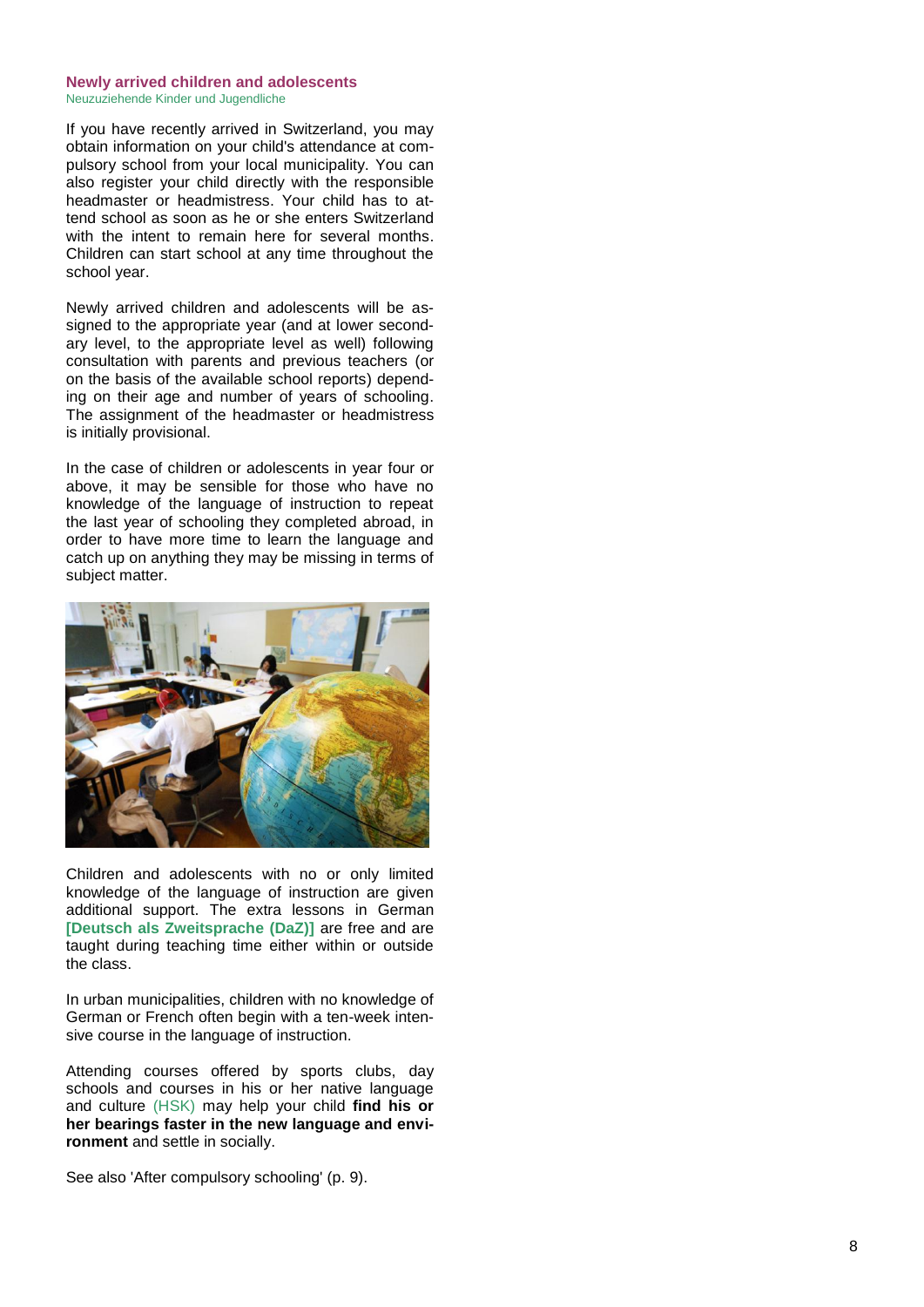## Newly arrived children and adolescents

Neuzuziehende Kinder und Jugendliche

If you have recently arrived in Switzerland, you may obtain information on your child's attendance at compulsory school from your local municipality. You can also register your child directly with the responsible headmaster or headmistress. Your child has to attend school as soon as he or she enters Switzerland with the intent to remain here for several months. Children can start school at any time throughout the school year.

Newly arrived children and adolescents will be assigned to the appropriate year (and at lower secondary level, to the appropriate level as well) following consultation with parents and previous teachers (or on the basis of the available school reports) depending on their age and number of years of schooling. The assignment of the headmaster or headmistress is initially provisional.

In the case of children or adolescents in year four or above, it may be sensible for those who have no knowledge of the language of instruction to repeat the last year of schooling they completed abroad, in order to have more time to learn the language and catch up on anything they may be missing in terms of subject matter.

Children and adolescents with no or only limited knowledge of the language of instruction are given additional support. The extra lessons in German **[Deutsch als Zweitsprache (DaZ)]** are free and are taught during teaching time either within or outside the class.

In urban municipalities, children with no knowledge of German or French often begin with a ten-week intensive course in the language of instruction.

Attending courses offered by sports clubs, day schools and courses in his or her native language and culture (HSK) may help your child **find his or her bearings faster in the new language and environment** and settle in socially.

See also 'After compulsory schooling' (p. 9).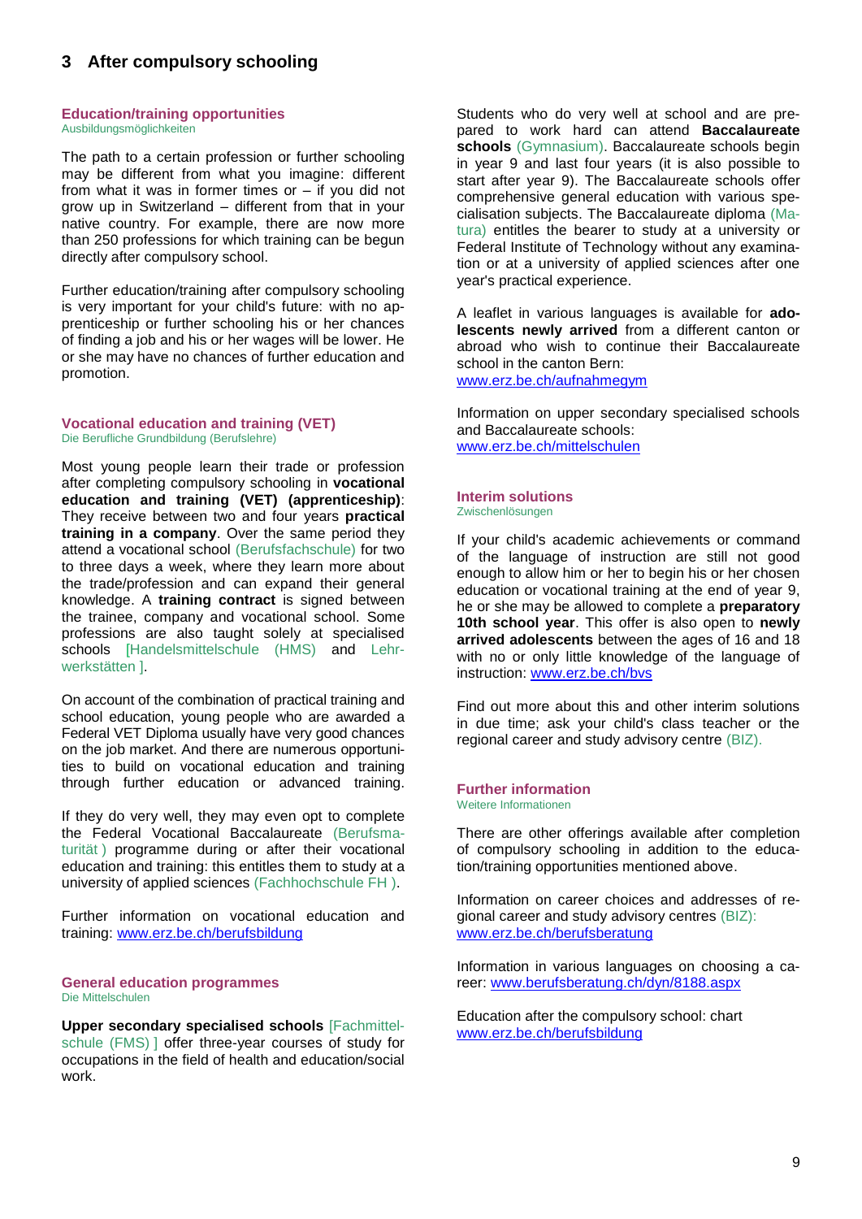# 3 After compulsory schooling

## Education/training opportunities
Ausbildungsmöglichkeiten

The path to a certain profession or further schooling may be different from what you imagine: different from what it was in former times or – if you did not grow up in Switzerland – different from that in your native country. For example, there are now more than 250 professions for which training can be begun directly after compulsory school.

Further education/training after compulsory schooling is very important for your child's future: with no apprenticeship or further schooling his or her chances of finding a job and his or her wages will be lower. He or she may have no chances of further education and promotion.

## Vocational education and training (VET)
Die Berufliche Grundbildung (Berufslehre)

Most young people learn their trade or profession after completing compulsory schooling in **vocational education and training (VET) (apprenticeship)**: They receive between two and four years **practical training in a company**. Over the same period they attend a vocational school (Berufsfachschule) for two to three days a week, where they learn more about the trade/profession and can expand their general knowledge. A **training contract** is signed between the trainee, company and vocational school. Some professions are also taught solely at specialised schools [Handelsmittelschule (HMS) and Lehrwerkstätten ].

On account of the combination of practical training and school education, young people who are awarded a Federal VET Diploma usually have very good chances on the job market. And there are numerous opportunities to build on vocational education and training through further education or advanced training.

If they do very well, they may even opt to complete the Federal Vocational Baccalaureate (Berufsmaturität ) programme during or after their vocational education and training: this entitles them to study at a university of applied sciences (Fachhochschule FH ).

Further information on vocational education and training: www.erz.be.ch/berufsbildung

## General education programmes
Die Mittelschulen

**Upper secondary specialised schools** [Fachmittelschule (FMS) ] offer three-year courses of study for occupations in the field of health and education/social work.

Students who do very well at school and are prepared to work hard can attend **Baccalaureate schools** (Gymnasium). Baccalaureate schools begin in year 9 and last four years (it is also possible to start after year 9). The Baccalaureate schools offer comprehensive general education with various specialisation subjects. The Baccalaureate diploma (Matura) entitles the bearer to study at a university or Federal Institute of Technology without any examination or at a university of applied sciences after one year's practical experience.

A leaflet in various languages is available for **adolescents newly arrived** from a different canton or abroad who wish to continue their Baccalaureate school in the canton Bern:
www.erz.be.ch/aufnahmegym

Information on upper secondary specialised schools and Baccalaureate schools:
www.erz.be.ch/mittelschulen

## Interim solutions
Zwischenlösungen

If your child's academic achievements or command of the language of instruction are still not good enough to allow him or her to begin his or her chosen education or vocational training at the end of year 9, he or she may be allowed to complete a **preparatory 10th school year**. This offer is also open to **newly arrived adolescents** between the ages of 16 and 18 with no or only little knowledge of the language of instruction: www.erz.be.ch/bvs

Find out more about this and other interim solutions in due time; ask your child's class teacher or the regional career and study advisory centre (BIZ).

## Further information
Weitere Informationen

There are other offerings available after completion of compulsory schooling in addition to the education/training opportunities mentioned above.

Information on career choices and addresses of regional career and study advisory centres (BIZ):
www.erz.be.ch/berufsberatung

Information in various languages on choosing a career: www.berufsberatung.ch/dyn/8188.aspx

Education after the compulsory school: chart
www.erz.be.ch/berufsbildung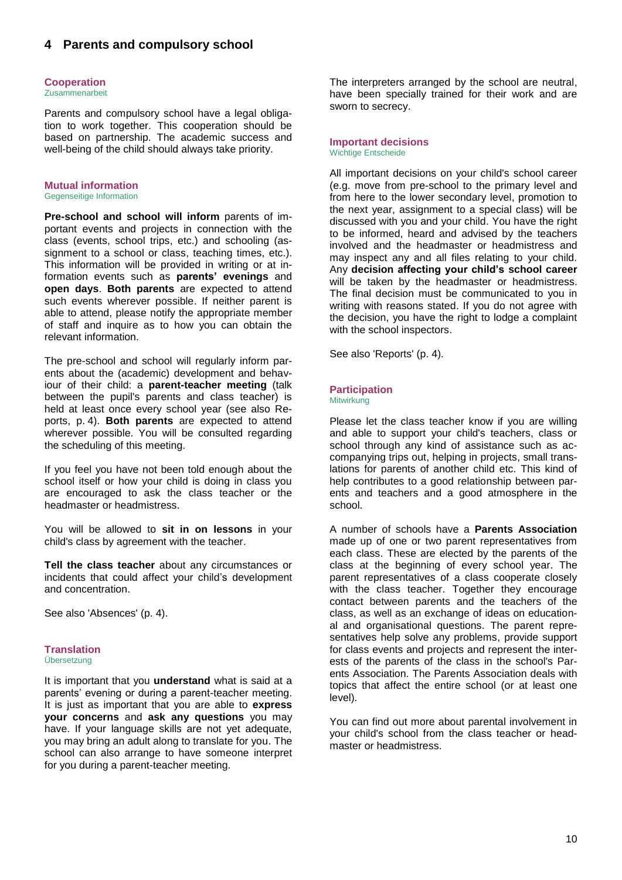## 4 Parents and compulsory school

### Cooperation
Zusammenarbeit

Parents and compulsory school have a legal obligation to work together. This cooperation should be based on partnership. The academic success and well-being of the child should always take priority.

### Mutual information
Gegenseitige Information

**Pre-school and school will inform** parents of important events and projects in connection with the class (events, school trips, etc.) and schooling (assignment to a school or class, teaching times, etc.). This information will be provided in writing or at information events such as **parents' evenings** and **open days**. **Both parents** are expected to attend such events wherever possible. If neither parent is able to attend, please notify the appropriate member of staff and inquire as to how you can obtain the relevant information.

The pre-school and school will regularly inform parents about the (academic) development and behaviour of their child: a **parent-teacher meeting** (talk between the pupil's parents and class teacher) is held at least once every school year (see also Reports, p. 4). **Both parents** are expected to attend wherever possible. You will be consulted regarding the scheduling of this meeting.

If you feel you have not been told enough about the school itself or how your child is doing in class you are encouraged to ask the class teacher or the headmaster or headmistress.

You will be allowed to **sit in on lessons** in your child's class by agreement with the teacher.

**Tell the class teacher** about any circumstances or incidents that could affect your child's development and concentration.

See also 'Absences' (p. 4).

### Translation
Übersetzung

It is important that you **understand** what is said at a parents' evening or during a parent-teacher meeting. It is just as important that you are able to **express your concerns** and **ask any questions** you may have. If your language skills are not yet adequate, you may bring an adult along to translate for you. The school can also arrange to have someone interpret for you during a parent-teacher meeting.

The interpreters arranged by the school are neutral, have been specially trained for their work and are sworn to secrecy.

### Important decisions
Wichtige Entscheide

All important decisions on your child's school career (e.g. move from pre-school to the primary level and from here to the lower secondary level, promotion to the next year, assignment to a special class) will be discussed with you and your child. You have the right to be informed, heard and advised by the teachers involved and the headmaster or headmistress and may inspect any and all files relating to your child. Any **decision affecting your child's school career** will be taken by the headmaster or headmistress. The final decision must be communicated to you in writing with reasons stated. If you do not agree with the decision, you have the right to lodge a complaint with the school inspectors.

See also 'Reports' (p. 4).

### Participation
Mitwirkung

Please let the class teacher know if you are willing and able to support your child's teachers, class or school through any kind of assistance such as accompanying trips out, helping in projects, small translations for parents of another child etc. This kind of help contributes to a good relationship between parents and teachers and a good atmosphere in the school.

A number of schools have a **Parents Association** made up of one or two parent representatives from each class. These are elected by the parents of the class at the beginning of every school year. The parent representatives of a class cooperate closely with the class teacher. Together they encourage contact between parents and the teachers of the class, as well as an exchange of ideas on educational and organisational questions. The parent representatives help solve any problems, provide support for class events and projects and represent the interests of the parents of the class in the school's Parents Association. The Parents Association deals with topics that affect the entire school (or at least one level).

You can find out more about parental involvement in your child's school from the class teacher or headmaster or headmistress.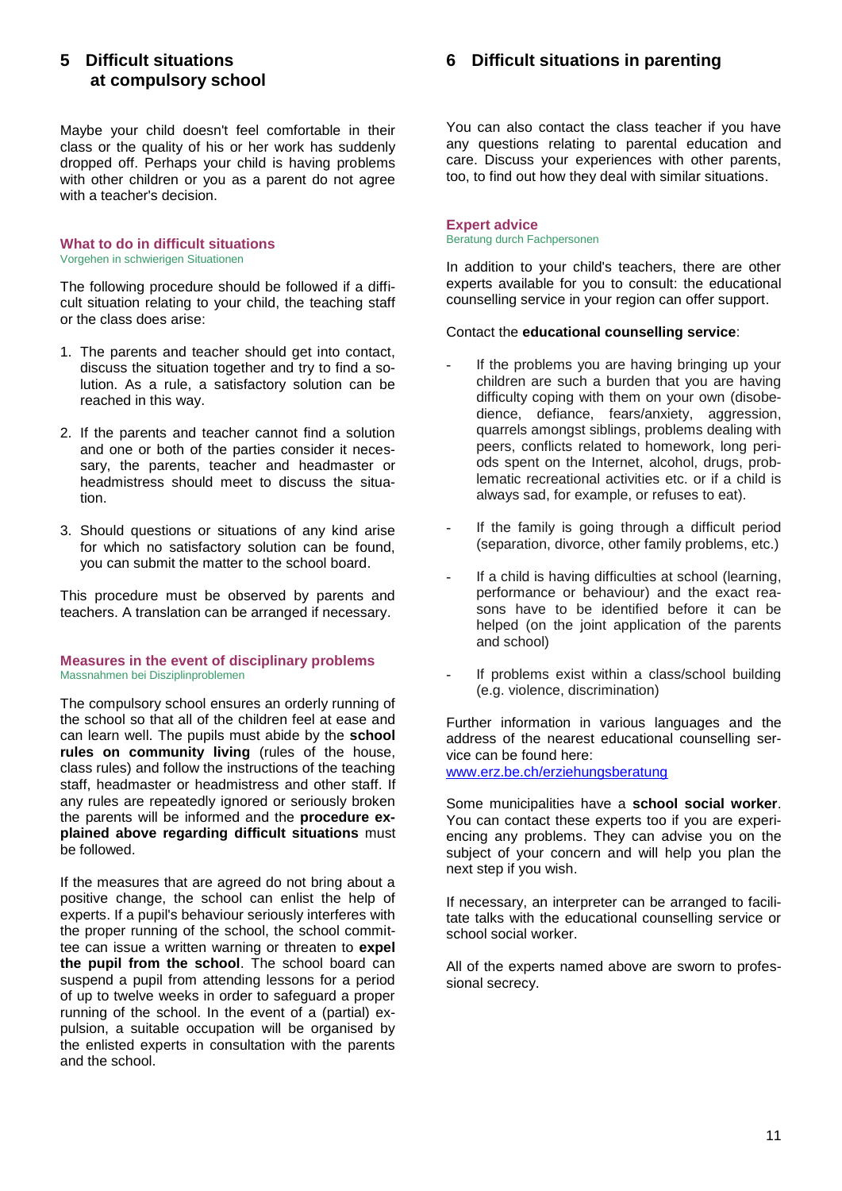## 5 Difficult situations at compulsory school

Maybe your child doesn't feel comfortable in their class or the quality of his or her work has suddenly dropped off. Perhaps your child is having problems with other children or you as a parent do not agree with a teacher's decision.

### What to do in difficult situations

Vorgehen in schwierigen Situationen

The following procedure should be followed if a difficult situation relating to your child, the teaching staff or the class does arise:

1. The parents and teacher should get into contact, discuss the situation together and try to find a solution. As a rule, a satisfactory solution can be reached in this way.
2. If the parents and teacher cannot find a solution and one or both of the parties consider it necessary, the parents, teacher and headmaster or headmistress should meet to discuss the situation.
3. Should questions or situations of any kind arise for which no satisfactory solution can be found, you can submit the matter to the school board.

This procedure must be observed by parents and teachers. A translation can be arranged if necessary.

### Measures in the event of disciplinary problems

Massnahmen bei Disziplinproblemen

The compulsory school ensures an orderly running of the school so that all of the children feel at ease and can learn well. The pupils must abide by the **school rules on community living** (rules of the house, class rules) and follow the instructions of the teaching staff, headmaster or headmistress and other staff. If any rules are repeatedly ignored or seriously broken the parents will be informed and the **procedure explained above regarding difficult situations** must be followed.

If the measures that are agreed do not bring about a positive change, the school can enlist the help of experts. If a pupil's behaviour seriously interferes with the proper running of the school, the school committee can issue a written warning or threaten to **expel the pupil from the school**. The school board can suspend a pupil from attending lessons for a period of up to twelve weeks in order to safeguard a proper running of the school. In the event of a (partial) expulsion, a suitable occupation will be organised by the enlisted experts in consultation with the parents and the school.

## 6 Difficult situations in parenting

You can also contact the class teacher if you have any questions relating to parental education and care. Discuss your experiences with other parents, too, to find out how they deal with similar situations.

### Expert advice

Beratung durch Fachpersonen

In addition to your child's teachers, there are other experts available for you to consult: the educational counselling service in your region can offer support.

Contact the **educational counselling service**:

- If the problems you are having bringing up your children are such a burden that you are having difficulty coping with them on your own (disobedience, defiance, fears/anxiety, aggression, quarrels amongst siblings, problems dealing with peers, conflicts related to homework, long periods spent on the Internet, alcohol, drugs, problematic recreational activities etc. or if a child is always sad, for example, or refuses to eat).
- If the family is going through a difficult period (separation, divorce, other family problems, etc.)
- If a child is having difficulties at school (learning, performance or behaviour) and the exact reasons have to be identified before it can be helped (on the joint application of the parents and school)
- If problems exist within a class/school building (e.g. violence, discrimination)

Further information in various languages and the address of the nearest educational counselling service can be found here:
www.erz.be.ch/erziehungsberatung

Some municipalities have a **school social worker**. You can contact these experts too if you are experiencing any problems. They can advise you on the subject of your concern and will help you plan the next step if you wish.

If necessary, an interpreter can be arranged to facilitate talks with the educational counselling service or school social worker.

All of the experts named above are sworn to professional secrecy.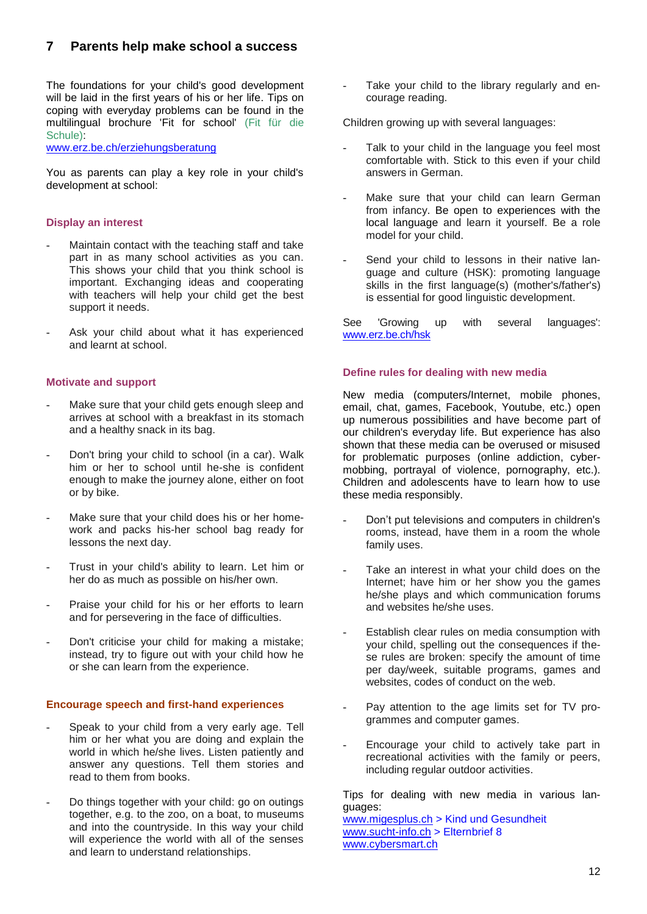## 7 Parents help make school a success

The foundations for your child's good development will be laid in the first years of his or her life. Tips on coping with everyday problems can be found in the multilingual brochure 'Fit for school' (Fit für die Schule):
www.erz.be.ch/erziehungsberatung

You as parents can play a key role in your child's development at school:

### Display an interest

- Maintain contact with the teaching staff and take part in as many school activities as you can. This shows your child that you think school is important. Exchanging ideas and cooperating with teachers will help your child get the best support it needs.
- Ask your child about what it has experienced and learnt at school.

### Motivate and support

- Make sure that your child gets enough sleep and arrives at school with a breakfast in its stomach and a healthy snack in its bag.
- Don't bring your child to school (in a car). Walk him or her to school until he-she is confident enough to make the journey alone, either on foot or by bike.
- Make sure that your child does his or her homework and packs his-her school bag ready for lessons the next day.
- Trust in your child's ability to learn. Let him or her do as much as possible on his/her own.
- Praise your child for his or her efforts to learn and for persevering in the face of difficulties.
- Don't criticise your child for making a mistake; instead, try to figure out with your child how he or she can learn from the experience.

### Encourage speech and first-hand experiences

- Speak to your child from a very early age. Tell him or her what you are doing and explain the world in which he/she lives. Listen patiently and answer any questions. Tell them stories and read to them from books.
- Do things together with your child: go on outings together, e.g. to the zoo, on a boat, to museums and into the countryside. In this way your child will experience the world with all of the senses and learn to understand relationships.
- Take your child to the library regularly and encourage reading.

Children growing up with several languages:

- Talk to your child in the language you feel most comfortable with. Stick to this even if your child answers in German.
- Make sure that your child can learn German from infancy. Be open to experiences with the local language and learn it yourself. Be a role model for your child.
- Send your child to lessons in their native language and culture (HSK): promoting language skills in the first language(s) (mother's/father's) is essential for good linguistic development.

See 'Growing up with several languages': www.erz.be.ch/hsk

### Define rules for dealing with new media

New media (computers/Internet, mobile phones, email, chat, games, Facebook, Youtube, etc.) open up numerous possibilities and have become part of our children's everyday life. But experience has also shown that these media can be overused or misused for problematic purposes (online addiction, cyber-mobbing, portrayal of violence, pornography, etc.). Children and adolescents have to learn how to use these media responsibly.

- Don't put televisions and computers in children's rooms, instead, have them in a room the whole family uses.
- Take an interest in what your child does on the Internet; have him or her show you the games he/she plays and which communication forums and websites he/she uses.
- Establish clear rules on media consumption with your child, spelling out the consequences if these rules are broken: specify the amount of time per day/week, suitable programs, games and websites, codes of conduct on the web.
- Pay attention to the age limits set for TV programmes and computer games.
- Encourage your child to actively take part in recreational activities with the family or peers, including regular outdoor activities.

Tips for dealing with new media in various languages:
www.migesplus.ch > Kind und Gesundheit
www.sucht-info.ch > Elternbrief 8
www.cybersmart.ch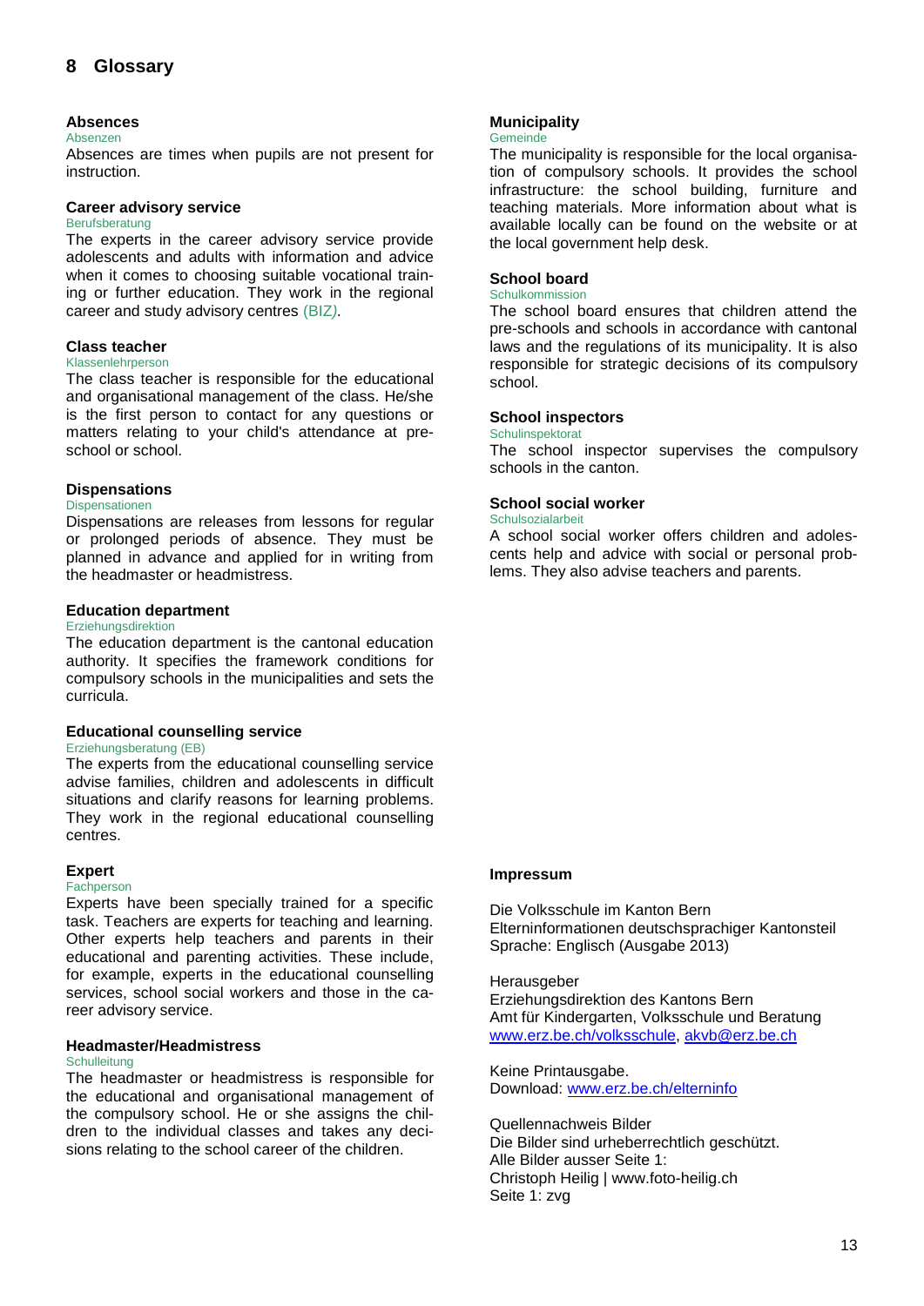# 8 Glossary

### Absences

Absenzen

Absences are times when pupils are not present for instruction.

### Career advisory service

Berufsberatung

The experts in the career advisory service provide adolescents and adults with information and advice when it comes to choosing suitable vocational training or further education. They work in the regional career and study advisory centres (BIZ).

### Class teacher

Klassenlehrperson

The class teacher is responsible for the educational and organisational management of the class. He/she is the first person to contact for any questions or matters relating to your child's attendance at pre-school or school.

### Dispensations

Dispensationen

Dispensations are releases from lessons for regular or prolonged periods of absence. They must be planned in advance and applied for in writing from the headmaster or headmistress.

### Education department

Erziehungsdirektion

The education department is the cantonal education authority. It specifies the framework conditions for compulsory schools in the municipalities and sets the curricula.

### Educational counselling service

Erziehungsberatung (EB)

The experts from the educational counselling service advise families, children and adolescents in difficult situations and clarify reasons for learning problems. They work in the regional educational counselling centres.

### Expert

Fachperson

Experts have been specially trained for a specific task. Teachers are experts for teaching and learning. Other experts help teachers and parents in their educational and parenting activities. These include, for example, experts in the educational counselling services, school social workers and those in the career advisory service.

### Headmaster/Headmistress

Schulleitung

The headmaster or headmistress is responsible for the educational and organisational management of the compulsory school. He or she assigns the children to the individual classes and takes any decisions relating to the school career of the children.

### Municipality

Gemeinde

The municipality is responsible for the local organisation of compulsory schools. It provides the school infrastructure: the school building, furniture and teaching materials. More information about what is available locally can be found on the website or at the local government help desk.

### School board

Schulkommission

The school board ensures that children attend the pre-schools and schools in accordance with cantonal laws and the regulations of its municipality. It is also responsible for strategic decisions of its compulsory school.

### School inspectors

Schulinspektorat

The school inspector supervises the compulsory schools in the canton.

### School social worker

Schulsozialarbeit

A school social worker offers children and adolescents help and advice with social or personal problems. They also advise teachers and parents.

**Impressum**

Die Volksschule im Kanton Bern
Elterninformationen deutschsprachiger Kantonsteil
Sprache: Englisch (Ausgabe 2013)

Herausgeber
Erziehungsdirektion des Kantons Bern
Amt für Kindergarten, Volksschule und Beratung
www.erz.be.ch/volksschule, akvb@erz.be.ch

Keine Printausgabe.
Download: www.erz.be.ch/elterninfo

Quellennachweis Bilder
Die Bilder sind urheberrechtlich geschützt.
Alle Bilder ausser Seite 1:
Christoph Heilig | www.foto-heilig.ch
Seite 1: zvg